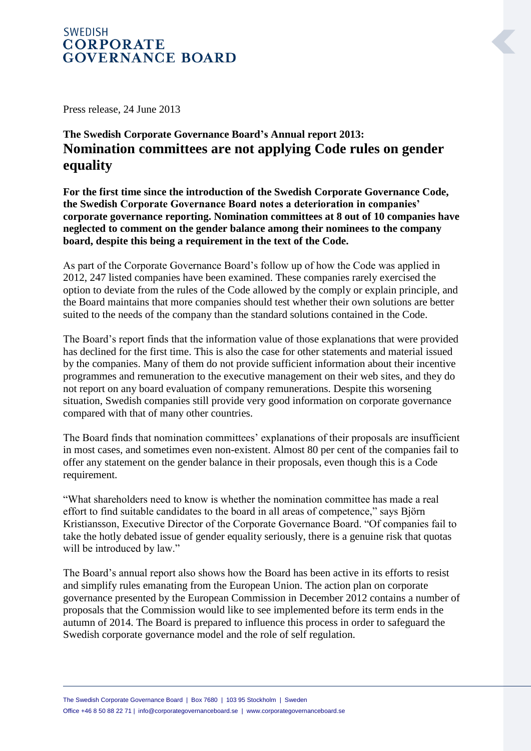SWEDISH
**CORPORATE GOVERNANCE BOARD**

Press release, 24 June 2013

**The Swedish Corporate Governance Board's Annual report 2013:**

# Nomination committees are not applying Code rules on gender equality

**For the first time since the introduction of the Swedish Corporate Governance Code, the Swedish Corporate Governance Board notes a deterioration in companies' corporate governance reporting. Nomination committees at 8 out of 10 companies have neglected to comment on the gender balance among their nominees to the company board, despite this being a requirement in the text of the Code.**

As part of the Corporate Governance Board's follow up of how the Code was applied in 2012, 247 listed companies have been examined. These companies rarely exercised the option to deviate from the rules of the Code allowed by the comply or explain principle, and the Board maintains that more companies should test whether their own solutions are better suited to the needs of the company than the standard solutions contained in the Code.

The Board's report finds that the information value of those explanations that were provided has declined for the first time. This is also the case for other statements and material issued by the companies. Many of them do not provide sufficient information about their incentive programmes and remuneration to the executive management on their web sites, and they do not report on any board evaluation of company remunerations. Despite this worsening situation, Swedish companies still provide very good information on corporate governance compared with that of many other countries.

The Board finds that nomination committees' explanations of their proposals are insufficient in most cases, and sometimes even non-existent. Almost 80 per cent of the companies fail to offer any statement on the gender balance in their proposals, even though this is a Code requirement.

"What shareholders need to know is whether the nomination committee has made a real effort to find suitable candidates to the board in all areas of competence," says Björn Kristiansson, Executive Director of the Corporate Governance Board. "Of companies fail to take the hotly debated issue of gender equality seriously, there is a genuine risk that quotas will be introduced by law."

The Board's annual report also shows how the Board has been active in its efforts to resist and simplify rules emanating from the European Union. The action plan on corporate governance presented by the European Commission in December 2012 contains a number of proposals that the Commission would like to see implemented before its term ends in the autumn of 2014. The Board is prepared to influence this process in order to safeguard the Swedish corporate governance model and the role of self regulation.

The Swedish Corporate Governance Board | Box 7680 | 103 95 Stockholm | Sweden
Office +46 8 50 88 22 71 | info@corporategovernanceboard.se | www.corporategovernanceboard.se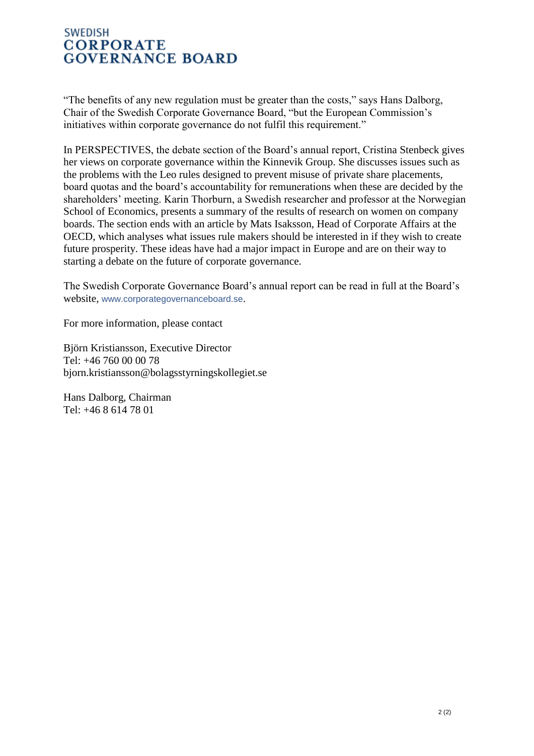“The benefits of any new regulation must be greater than the costs,” says Hans Dalborg, Chair of the Swedish Corporate Governance Board, “but the European Commission’s initiatives within corporate governance do not fulfil this requirement.”

In PERSPECTIVES, the debate section of the Board’s annual report, Cristina Stenbeck gives her views on corporate governance within the Kinnevik Group. She discusses issues such as the problems with the Leo rules designed to prevent misuse of private share placements, board quotas and the board’s accountability for remunerations when these are decided by the shareholders’ meeting. Karin Thorburn, a Swedish researcher and professor at the Norwegian School of Economics, presents a summary of the results of research on women on company boards. The section ends with an article by Mats Isaksson, Head of Corporate Affairs at the OECD, which analyses what issues rule makers should be interested in if they wish to create future prosperity. These ideas have had a major impact in Europe and are on their way to starting a debate on the future of corporate governance.

The Swedish Corporate Governance Board’s annual report can be read in full at the Board’s website, www.corporategovernanceboard.se.

For more information, please contact

Björn Kristiansson, Executive Director
Tel: +46 760 00 00 78
bjorn.kristiansson@bolagsstyrningskollegiet.se

Hans Dalborg, Chairman
Tel: +46 8 614 78 01